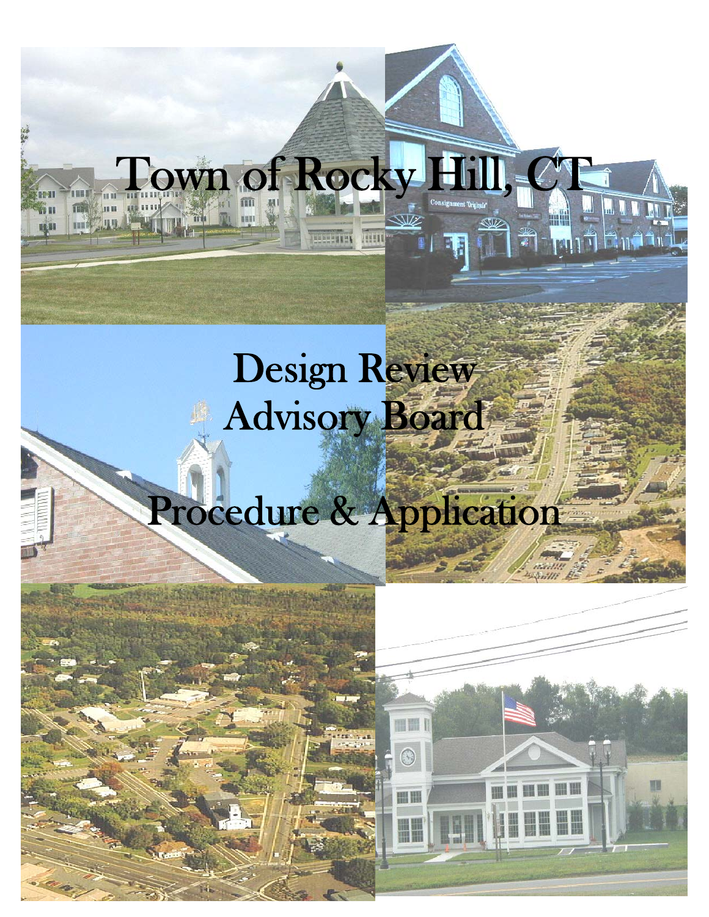# Town of Rocky Hill, CT

## Design Review Advisory Board

## Procedure & Application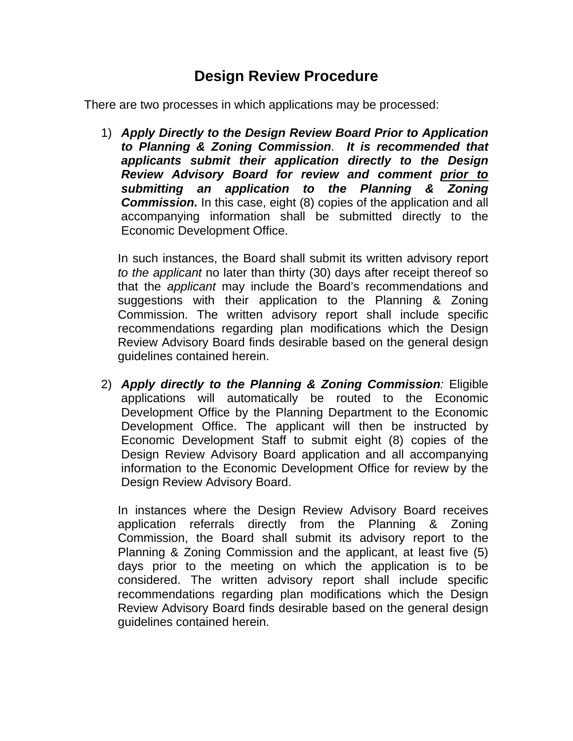# Design Review Procedure

There are two processes in which applications may be processed:

1) ***Apply Directly to the Design Review Board Prior to Application to Planning & Zoning Commission***. ***It is recommended that applicants submit their application directly to the Design Review Advisory Board for review and comment <u>prior to</u> submitting an application to the Planning & Zoning Commission.*** In this case, eight (8) copies of the application and all accompanying information shall be submitted directly to the Economic Development Office.

   In such instances, the Board shall submit its written advisory report *to the applicant* no later than thirty (30) days after receipt thereof so that the *applicant* may include the Board's recommendations and suggestions with their application to the Planning & Zoning Commission. The written advisory report shall include specific recommendations regarding plan modifications which the Design Review Advisory Board finds desirable based on the general design guidelines contained herein.

2) ***Apply directly to the Planning & Zoning Commission:*** Eligible applications will automatically be routed to the Economic Development Office by the Planning Department to the Economic Development Office. The applicant will then be instructed by Economic Development Staff to submit eight (8) copies of the Design Review Advisory Board application and all accompanying information to the Economic Development Office for review by the Design Review Advisory Board.

   In instances where the Design Review Advisory Board receives application referrals directly from the Planning & Zoning Commission, the Board shall submit its advisory report to the Planning & Zoning Commission and the applicant, at least five (5) days prior to the meeting on which the application is to be considered. The written advisory report shall include specific recommendations regarding plan modifications which the Design Review Advisory Board finds desirable based on the general design guidelines contained herein.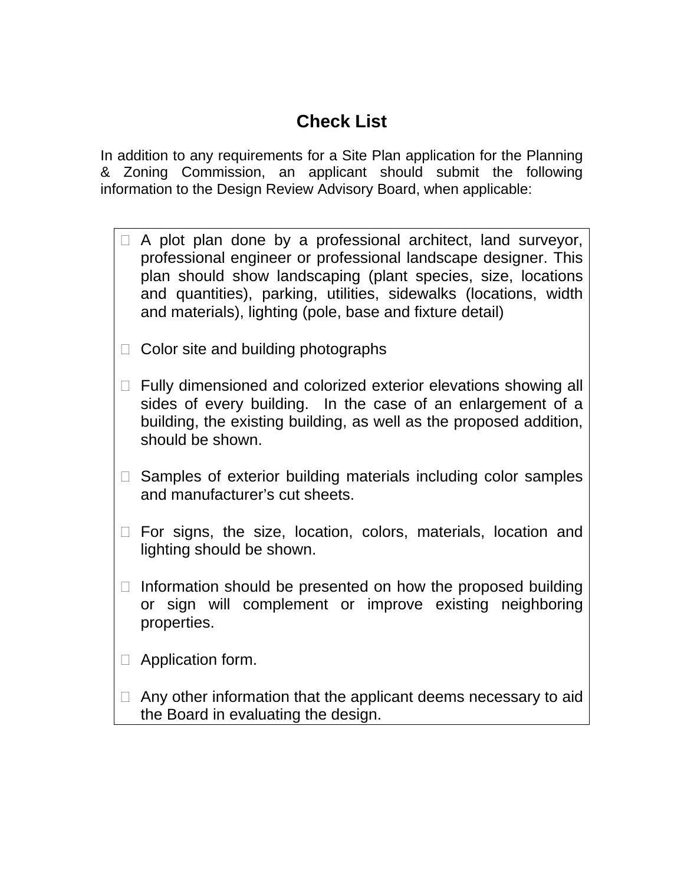# Check List

In addition to any requirements for a Site Plan application for the Planning & Zoning Commission, an applicant should submit the following information to the Design Review Advisory Board, when applicable:

- ☐ A plot plan done by a professional architect, land surveyor, professional engineer or professional landscape designer. This plan should show landscaping (plant species, size, locations and quantities), parking, utilities, sidewalks (locations, width and materials), lighting (pole, base and fixture detail)

- ☐ Color site and building photographs

- ☐ Fully dimensioned and colorized exterior elevations showing all sides of every building. In the case of an enlargement of a building, the existing building, as well as the proposed addition, should be shown.

- ☐ Samples of exterior building materials including color samples and manufacturer's cut sheets.

- ☐ For signs, the size, location, colors, materials, location and lighting should be shown.

- ☐ Information should be presented on how the proposed building or sign will complement or improve existing neighboring properties.

- ☐ Application form.

- ☐ Any other information that the applicant deems necessary to aid the Board in evaluating the design.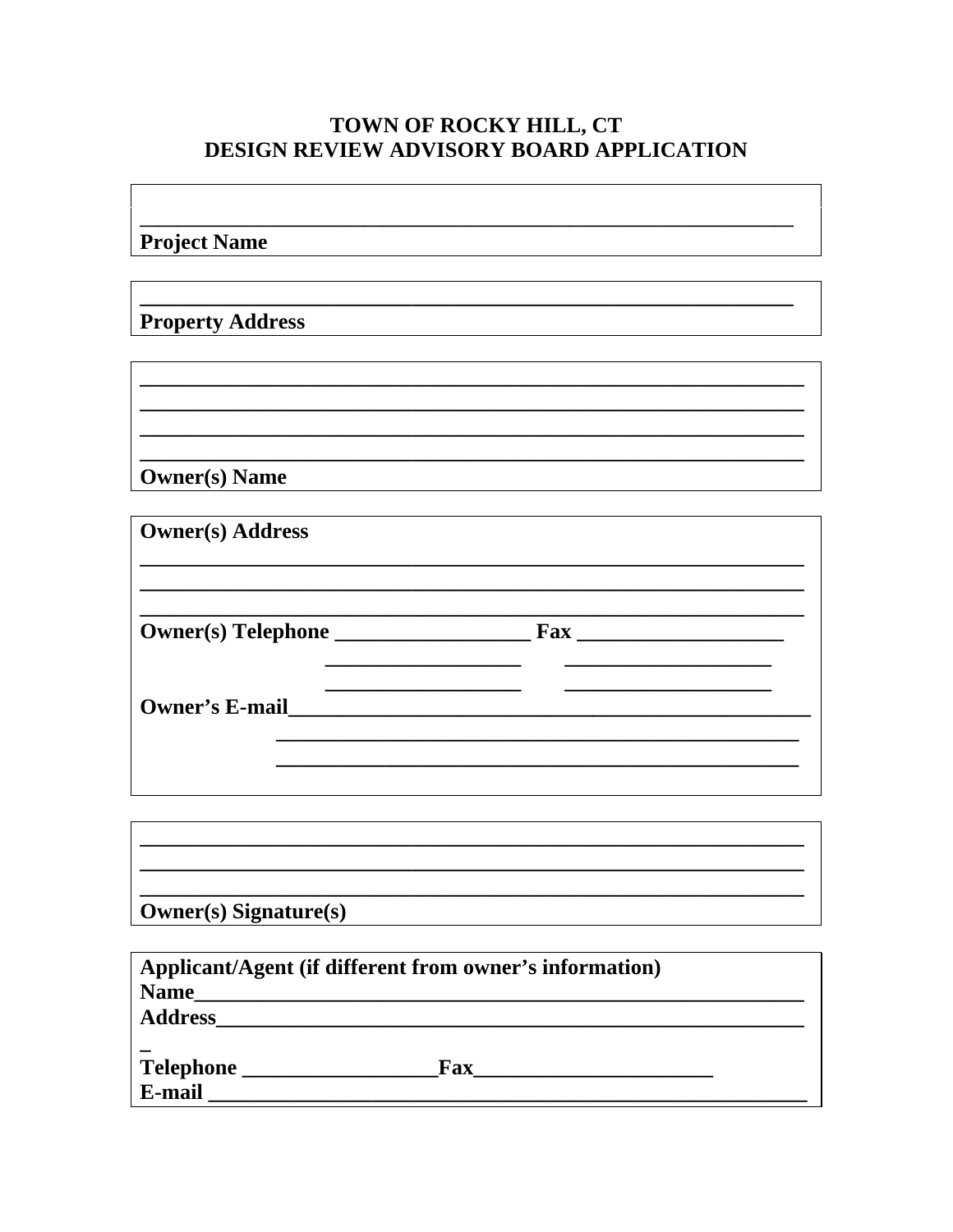# TOWN OF ROCKY HILL, CT
# DESIGN REVIEW ADVISORY BOARD APPLICATION

_______________________________________________________

**Project Name**

_______________________________________________________

**Property Address**

_______________________________________________________
_______________________________________________________
_______________________________________________________
_______________________________________________________

**Owner(s) Name**

**Owner(s) Address**

_______________________________________________________
_______________________________________________________
_______________________________________________________

**Owner(s) Telephone** __________________ **Fax** ___________________

__________________ ___________________

__________________ ___________________

**Owner's E-mail**_____________________________________________

_____________________________________________

_____________________________________________

_______________________________________________________
_______________________________________________________
_______________________________________________________

**Owner(s) Signature(s)**

**Applicant/Agent (if different from owner's information)**

**Name**_______________________________________________________

**Address**_____________________________________________________

**Telephone** __________________**Fax**______________________

**E-mail** _____________________________________________________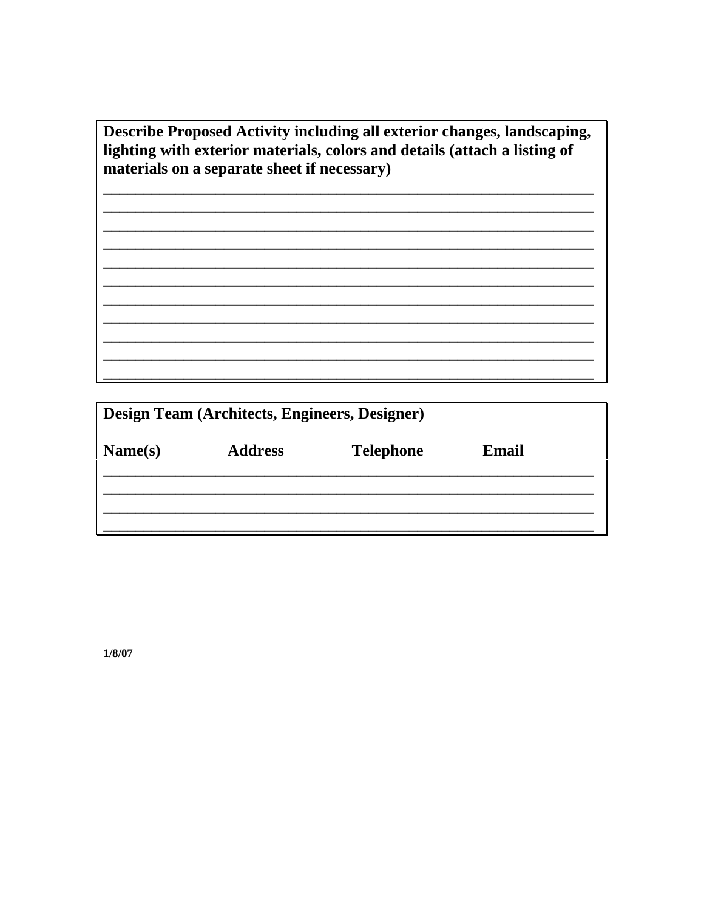**Describe Proposed Activity including all exterior changes, landscaping, lighting with exterior materials, colors and details (attach a listing of materials on a separate sheet if necessary)**

\_\_\_\_\_\_\_\_\_\_\_\_\_\_\_\_\_\_\_\_\_\_\_\_\_\_\_\_\_\_\_\_\_\_\_\_\_\_\_\_\_\_\_\_\_\_\_\_\_\_\_\_\_\_\_\_\_\_\_\_
\_\_\_\_\_\_\_\_\_\_\_\_\_\_\_\_\_\_\_\_\_\_\_\_\_\_\_\_\_\_\_\_\_\_\_\_\_\_\_\_\_\_\_\_\_\_\_\_\_\_\_\_\_\_\_\_\_\_\_\_
\_\_\_\_\_\_\_\_\_\_\_\_\_\_\_\_\_\_\_\_\_\_\_\_\_\_\_\_\_\_\_\_\_\_\_\_\_\_\_\_\_\_\_\_\_\_\_\_\_\_\_\_\_\_\_\_\_\_\_\_
\_\_\_\_\_\_\_\_\_\_\_\_\_\_\_\_\_\_\_\_\_\_\_\_\_\_\_\_\_\_\_\_\_\_\_\_\_\_\_\_\_\_\_\_\_\_\_\_\_\_\_\_\_\_\_\_\_\_\_\_
\_\_\_\_\_\_\_\_\_\_\_\_\_\_\_\_\_\_\_\_\_\_\_\_\_\_\_\_\_\_\_\_\_\_\_\_\_\_\_\_\_\_\_\_\_\_\_\_\_\_\_\_\_\_\_\_\_\_\_\_
\_\_\_\_\_\_\_\_\_\_\_\_\_\_\_\_\_\_\_\_\_\_\_\_\_\_\_\_\_\_\_\_\_\_\_\_\_\_\_\_\_\_\_\_\_\_\_\_\_\_\_\_\_\_\_\_\_\_\_\_
\_\_\_\_\_\_\_\_\_\_\_\_\_\_\_\_\_\_\_\_\_\_\_\_\_\_\_\_\_\_\_\_\_\_\_\_\_\_\_\_\_\_\_\_\_\_\_\_\_\_\_\_\_\_\_\_\_\_\_\_
\_\_\_\_\_\_\_\_\_\_\_\_\_\_\_\_\_\_\_\_\_\_\_\_\_\_\_\_\_\_\_\_\_\_\_\_\_\_\_\_\_\_\_\_\_\_\_\_\_\_\_\_\_\_\_\_\_\_\_\_
\_\_\_\_\_\_\_\_\_\_\_\_\_\_\_\_\_\_\_\_\_\_\_\_\_\_\_\_\_\_\_\_\_\_\_\_\_\_\_\_\_\_\_\_\_\_\_\_\_\_\_\_\_\_\_\_\_\_\_\_
\_\_\_\_\_\_\_\_\_\_\_\_\_\_\_\_\_\_\_\_\_\_\_\_\_\_\_\_\_\_\_\_\_\_\_\_\_\_\_\_\_\_\_\_\_\_\_\_\_\_\_\_\_\_\_\_\_\_\_\_
\_\_\_\_\_\_\_\_\_\_\_\_\_\_\_\_\_\_\_\_\_\_\_\_\_\_\_\_\_\_\_\_\_\_\_\_\_\_\_\_\_\_\_\_\_\_\_\_\_\_\_\_\_\_\_\_\_\_\_\_
\_\_\_\_\_\_\_\_\_\_\_\_\_\_\_\_\_\_\_\_\_\_\_\_\_\_\_\_\_\_\_\_\_\_\_\_\_\_\_\_\_\_\_\_\_\_\_\_\_\_\_\_\_\_\_\_\_\_\_\_

**Design Team (Architects, Engineers, Designer)**

| Name(s) | Address | Telephone | Email |
|---|---|---|---|
| | | | |
| | | | |
| | | | |
| | | | |

**1/8/07**